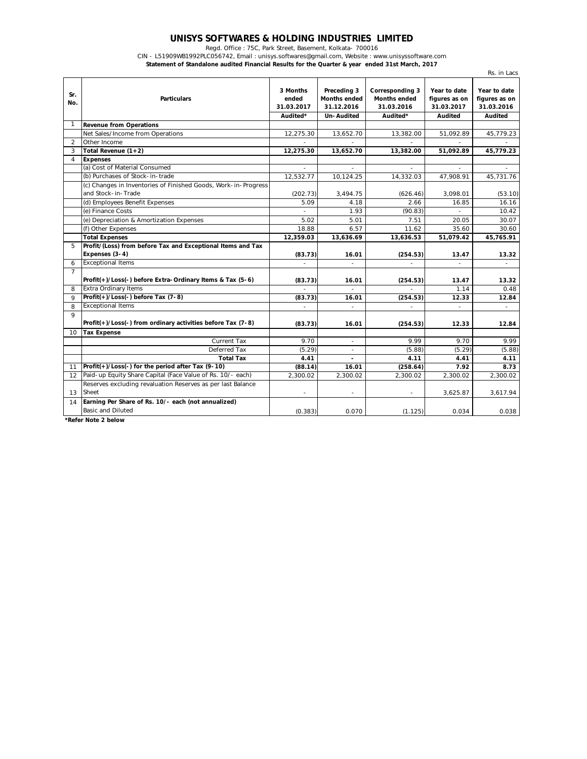# UNISYS SOFTWARES & HOLDING INDUSTRIES LIMITED

Regd. Office : 75C, Park Street, Basement, Kolkata- 700016

CIN - L51909WB1992PLC056742, Email : unisys.softwares@gmail.com, Website : www.unisyssoftware.com

**Statement of Standalone audited Financial Results for the Quarter & year ended 31st March, 2017**

Rs. in Lacs

| Sr. No. | Particulars | 3 Months ended 31.03.2017 | Preceding 3 Months ended 31.12.2016 | Corresponding 3 Months ended 31.03.2016 | Year to date figures as on 31.03.2017 | Year to date figures as on 31.03.2016 |
|---|---|---|---|---|---|---|
| | | Audited* | Un-Audited | Audited* | Audited | Audited |
| 1 | **Revenue from Operations** | | | | | |
| | Net Sales/Income from Operations | 12,275.30 | 13,652.70 | 13,382.00 | 51,092.89 | 45,779.23 |
| 2 | Other Income | - | - | - | - | - |
| 3 | **Total Revenue (1+2)** | **12,275.30** | **13,652.70** | **13,382.00** | **51,092.89** | **45,779.23** |
| 4 | **Expenses** | | | | | |
| | (a) Cost of Material Consumed | - | - | - | - | - |
| | (b) Purchases of Stock-in-trade | 12,532.77 | 10,124.25 | 14,332.03 | 47,908.91 | 45,731.76 |
| | (c) Changes in Inventories of Finished Goods, Work-in-Progress and Stock-in-Trade | (202.73) | 3,494.75 | (626.46) | 3,098.01 | (53.10) |
| | (d) Employees Benefit Expenses | 5.09 | 4.18 | 2.66 | 16.85 | 16.16 |
| | (e) Finance Costs | - | 1.93 | (90.83) | - | 10.42 |
| | (e) Depreciation & Amortization Expenses | 5.02 | 5.01 | 7.51 | 20.05 | 30.07 |
| | (f) Other Expenses | 18.88 | 6.57 | 11.62 | 35.60 | 30.60 |
| | **Total Expenses** | **12,359.03** | **13,636.69** | **13,636.53** | **51,079.42** | **45,765.91** |
| 5 | **Profit/(Loss) from before Tax and Exceptional Items and Tax Expenses (3-4)** | **(83.73)** | **16.01** | **(254.53)** | **13.47** | **13.32** |
| 6 | Exceptional Items | - | - | - | - | - |
| 7 | **Profit(+)/Loss(-) before Extra-Ordinary Items & Tax (5-6)** | **(83.73)** | **16.01** | **(254.53)** | **13.47** | **13.32** |
| 8 | Extra Ordinary Items | - | - | - | 1.14 | 0.48 |
| 9 | **Profit(+)/Loss(-) before Tax (7-8)** | **(83.73)** | **16.01** | **(254.53)** | **12.33** | **12.84** |
| 8 | Exceptional Items | - | - | - | - | - |
| 9 | **Profit(+)/Loss(-) from ordinary activities before Tax (7-8)** | **(83.73)** | **16.01** | **(254.53)** | **12.33** | **12.84** |
| 10 | **Tax Expense** | | | | | |
| | Current Tax | 9.70 | - | 9.99 | 9.70 | 9.99 |
| | Deferred Tax | (5.29) | - | (5.88) | (5.29) | (5.88) |
| | **Total Tax** | **4.41** | **-** | **4.11** | **4.41** | **4.11** |
| 11 | **Profit(+)/Loss(-) for the period after Tax (9-10)** | **(88.14)** | **16.01** | **(258.64)** | **7.92** | **8.73** |
| 12 | Paid-up Equity Share Capital (Face Value of Rs. 10/- each) | 2,300.02 | 2,300.02 | 2,300.02 | 2,300.02 | 2,300.02 |
| 13 | Reserves excluding revaluation Reserves as per last Balance Sheet | - | - | - | 3,625.87 | 3,617.94 |
| 14 | **Earning Per Share of Rs. 10/- each (not annualized)** Basic and Diluted | (0.383) | 0.070 | (1.125) | 0.034 | 0.038 |

**\*Refer Note 2 below**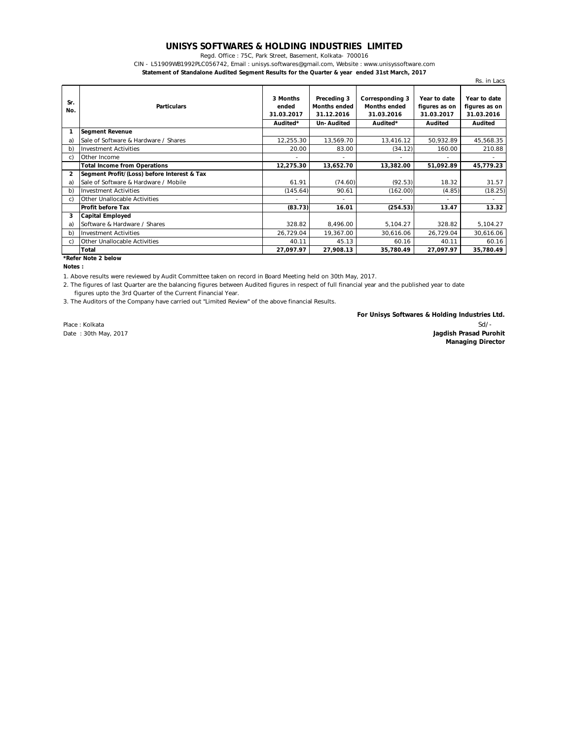# UNISYS SOFTWARES & HOLDING INDUSTRIES LIMITED

Regd. Office : 75C, Park Street, Basement, Kolkata- 700016

CIN - L51909WB1992PLC056742, Email : unisys.softwares@gmail.com, Website : www.unisyssoftware.com

**Statement of Standalone Audited Segment Results for the Quarter & year ended 31st March, 2017**

Rs. in Lacs

| Sr. No. | Particulars | 3 Months ended 31.03.2017 | Preceding 3 Months ended 31.12.2016 | Corresponding 3 Months ended 31.03.2016 | Year to date figures as on 31.03.2017 | Year to date figures as on 31.03.2016 |
|---|---|---|---|---|---|---|
| | | Audited* | Un- Audited | Audited* | Audited | Audited |
| 1 | **Segment Revenue** | | | | | |
| a) | Sale of Software & Hardware / Shares | 12,255.30 | 13,569.70 | 13,416.12 | 50,932.89 | 45,568.35 |
| b) | Investment Activities | 20.00 | 83.00 | (34.12) | 160.00 | 210.88 |
| c) | Other Income | - | - | - | - | - |
| | **Total Income from Operations** | **12,275.30** | **13,652.70** | **13,382.00** | **51,092.89** | **45,779.23** |
| 2 | **Segment Profit/(Loss) before Interest & Tax** | | | | | |
| a) | Sale of Software & Hardware / Mobile | 61.91 | (74.60) | (92.53) | 18.32 | 31.57 |
| b) | Investment Activities | (145.64) | 90.61 | (162.00) | (4.85) | (18.25) |
| c) | Other Unallocable Activities | - | - | - | - | - |
| | **Profit before Tax** | **(83.73)** | **16.01** | **(254.53)** | **13.47** | **13.32** |
| 3 | **Capital Employed** | | | | | |
| a) | Software & Hardware / Shares | 328.82 | 8,496.00 | 5,104.27 | 328.82 | 5,104.27 |
| b) | Investment Activities | 26,729.04 | 19,367.00 | 30,616.06 | 26,729.04 | 30,616.06 |
| c) | Other Unallocable Activities | 40.11 | 45.13 | 60.16 | 40.11 | 60.16 |
| | **Total** | **27,097.97** | **27,908.13** | **35,780.49** | **27,097.97** | **35,780.49** |

***Refer Note 2 below**

**Notes :**

1. Above results were reviewed by Audit Committee taken on record in Board Meeting held on 30th May, 2017.
2. The figures of last Quarter are the balancing figures between Audited figures in respect of full financial year and the published year to date figures upto the 3rd Quarter of the Current Financial Year.
3. The Auditors of the Company have carried out "Limited Review" of the above financial Results.

**For Unisys Softwares & Holding Industries Ltd.**

Sd/-

**Jagdish Prasad Purohit**

**Managing Director**

Place : Kolkata

Date : 30th May, 2017